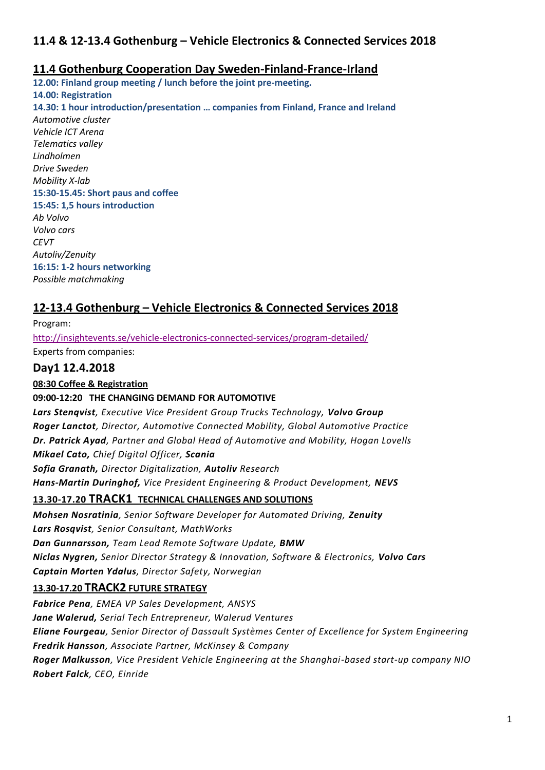## 11.4 & 12-13.4 Gothenburg – Vehicle Electronics & Connected Services 2018

### 11.4 Gothenburg Cooperation Day Sweden-Finland-France-Irland

**12.00: Finland group meeting / lunch before the joint pre-meeting.**

**14.00: Registration**

**14.30: 1 hour introduction/presentation … companies from Finland, France and Ireland**

*Automotive cluster*
*Vehicle ICT Arena*
*Telematics valley*
*Lindholmen*
*Drive Sweden*
*Mobility X-lab*

**15:30-15.45: Short paus and coffee**

**15:45: 1,5 hours introduction**

*Ab Volvo*
*Volvo cars*
*CEVT*
*Autoliv/Zenuity*

**16:15: 1-2 hours networking**

*Possible matchmaking*

### 12-13.4 Gothenburg – Vehicle Electronics & Connected Services 2018

Program:

http://insightevents.se/vehicle-electronics-connected-services/program-detailed/

Experts from companies:

### Day1 12.4.2018

**08:30 Coffee & Registration**

**09:00-12:20 THE CHANGING DEMAND FOR AUTOMOTIVE**

***Lars Stenqvist**, Executive Vice President Group Trucks Technology, **Volvo Group***
***Roger Lanctot**, Director, Automotive Connected Mobility, Global Automotive Practice*
***Dr. Patrick Ayad**, Partner and Global Head of Automotive and Mobility, Hogan Lovells*
***Mikael Cato,** Chief Digital Officer, **Scania***
***Sofia Granath,** Director Digitalization, **Autoliv** Research*
***Hans-Martin Duringhof,** Vice President Engineering & Product Development, **NEVS***

**13.30-17.20 TRACK1 TECHNICAL CHALLENGES AND SOLUTIONS**

***Mohsen Nosratinia**, Senior Software Developer for Automated Driving, **Zenuity***
***Lars Rosqvist**, Senior Consultant, MathWorks*
***Dan Gunnarsson,** Team Lead Remote Software Update, **BMW***
***Niclas Nygren,** Senior Director Strategy & Innovation, Software & Electronics, **Volvo Cars***
***Captain Morten Ydalus**, Director Safety, Norwegian*

**13.30-17.20 TRACK2 FUTURE STRATEGY**

***Fabrice Pena**, EMEA VP Sales Development, ANSYS*
***Jane Walerud,** Serial Tech Entrepreneur, Walerud Ventures*
***Eliane Fourgeau**, Senior Director of Dassault Systèmes Center of Excellence for System Engineering*
***Fredrik Hansson**, Associate Partner, McKinsey & Company*
***Roger Malkusson**, Vice President Vehicle Engineering at the Shanghai-based start-up company NIO*
***Robert Falck**, CEO, Einride*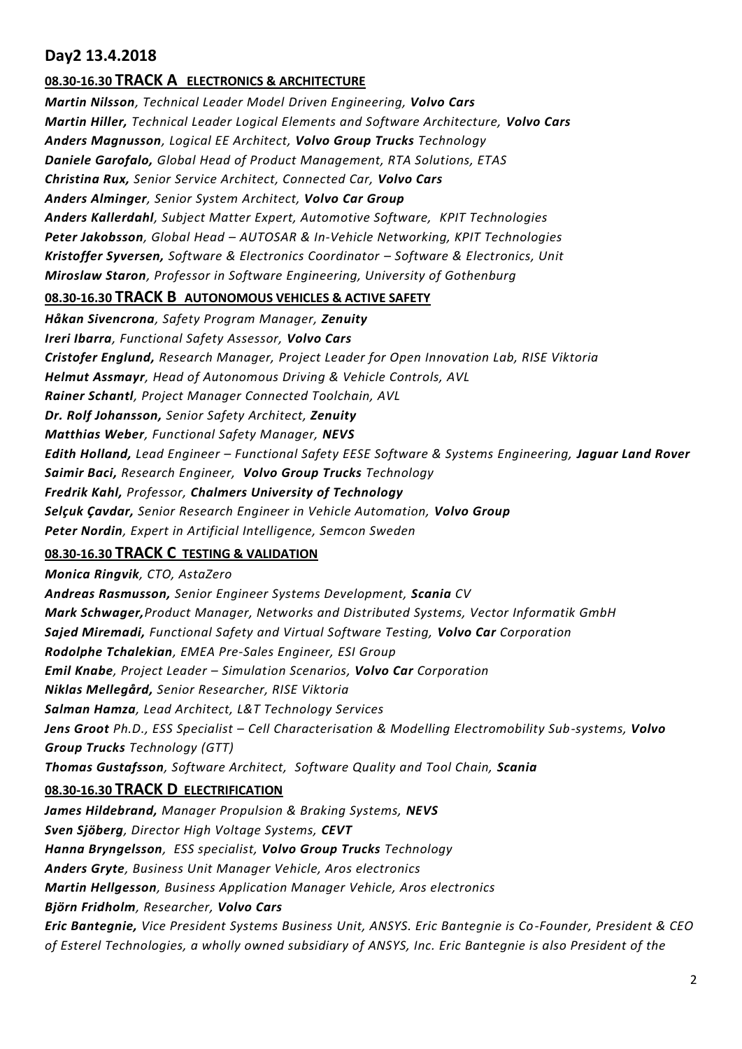## Day2 13.4.2018

### 08.30-16.30 TRACK A ELECTRONICS & ARCHITECTURE

***Martin Nilsson**, Technical Leader Model Driven Engineering, **Volvo Cars***
***Martin Hiller,** Technical Leader Logical Elements and Software Architecture, **Volvo Cars***
***Anders Magnusson**, Logical EE Architect, **Volvo Group Trucks** Technology*
***Daniele Garofalo,** Global Head of Product Management, RTA Solutions, ETAS*
***Christina Rux,** Senior Service Architect, Connected Car, **Volvo Cars***
***Anders Alminger**, Senior System Architect, **Volvo Car Group***
***Anders Kallerdahl**, Subject Matter Expert, Automotive Software, KPIT Technologies*
***Peter Jakobsson**, Global Head – AUTOSAR & In-Vehicle Networking, KPIT Technologies*
***Kristoffer Syversen,** Software & Electronics Coordinator – Software & Electronics, Unit*
***Miroslaw Staron**, Professor in Software Engineering, University of Gothenburg*

### 08.30-16.30 TRACK B AUTONOMOUS VEHICLES & ACTIVE SAFETY

***Håkan Sivencrona**, Safety Program Manager, **Zenuity***
***Ireri Ibarra**, Functional Safety Assessor, **Volvo Cars***
***Cristofer Englund,** Research Manager, Project Leader for Open Innovation Lab, RISE Viktoria*
***Helmut Assmayr**, Head of Autonomous Driving & Vehicle Controls, AVL*
***Rainer Schantl**, Project Manager Connected Toolchain, AVL*
***Dr. Rolf Johansson,** Senior Safety Architect, **Zenuity***
***Matthias Weber**, Functional Safety Manager, **NEVS***
***Edith Holland,** Lead Engineer – Functional Safety EESE Software & Systems Engineering, **Jaguar Land Rover***
***Saimir Baci,** Research Engineer, **Volvo Group Trucks** Technology*
***Fredrik Kahl,** Professor, **Chalmers University of Technology***
***Selçuk Çavdar,** Senior Research Engineer in Vehicle Automation, **Volvo Group***
***Peter Nordin**, Expert in Artificial Intelligence, Semcon Sweden*

### 08.30-16.30 TRACK C TESTING & VALIDATION

***Monica Ringvik**, CTO, AstaZero*
***Andreas Rasmusson,** Senior Engineer Systems Development, **Scania** CV*
***Mark Schwager,**Product Manager, Networks and Distributed Systems, Vector Informatik GmbH*
***Sajed Miremadi,** Functional Safety and Virtual Software Testing, **Volvo Car** Corporation*
***Rodolphe Tchalekian**, EMEA Pre-Sales Engineer, ESI Group*
***Emil Knabe**, Project Leader – Simulation Scenarios, **Volvo Car** Corporation*
***Niklas Mellegård,** Senior Researcher, RISE Viktoria*
***Salman Hamza**, Lead Architect, L&T Technology Services*
***Jens Groot** Ph.D., ESS Specialist – Cell Characterisation & Modelling Electromobility Sub-systems, **Volvo Group Trucks** Technology (GTT)*
***Thomas Gustafsson**, Software Architect, Software Quality and Tool Chain, **Scania***

### 08.30-16.30 TRACK D ELECTRIFICATION

***James Hildebrand,** Manager Propulsion & Braking Systems, **NEVS***
***Sven Sjöberg**, Director High Voltage Systems, **CEVT***
***Hanna Bryngelsson**, ESS specialist, **Volvo Group Trucks** Technology*
***Anders Gryte**, Business Unit Manager Vehicle, Aros electronics*
***Martin Hellgesson**, Business Application Manager Vehicle, Aros electronics*
***Björn Fridholm**, Researcher, **Volvo Cars***
***Eric Bantegnie,** Vice President Systems Business Unit, ANSYS. Eric Bantegnie is Co-Founder, President & CEO of Esterel Technologies, a wholly owned subsidiary of ANSYS, Inc. Eric Bantegnie is also President of the*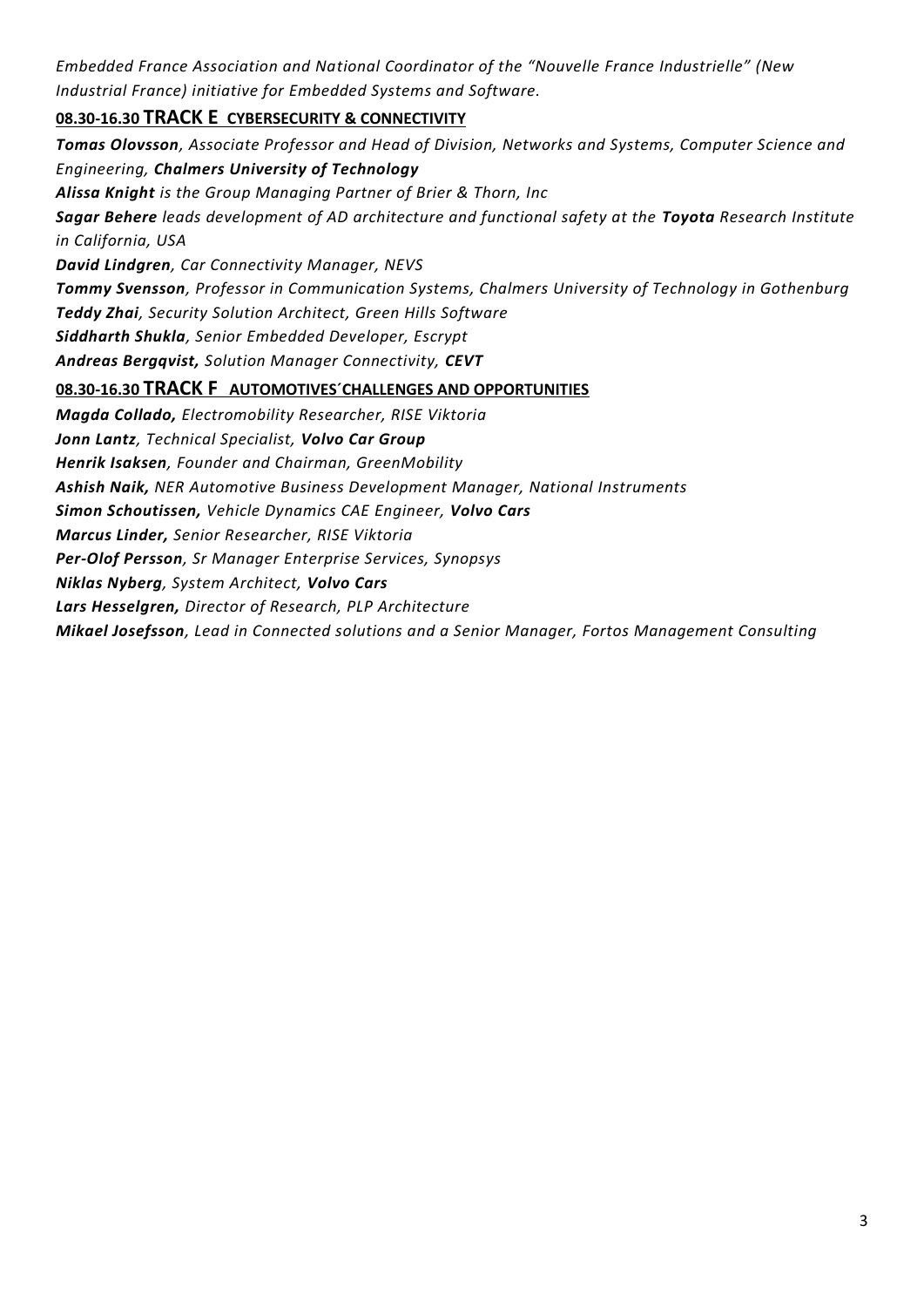*Embedded France Association and National Coordinator of the "Nouvelle France Industrielle" (New Industrial France) initiative for Embedded Systems and Software.*

## 08.30-16.30 TRACK E CYBERSECURITY & CONNECTIVITY

***Tomas Olovsson**, Associate Professor and Head of Division, Networks and Systems, Computer Science and Engineering, **Chalmers University of Technology***

***Alissa Knight** is the Group Managing Partner of Brier & Thorn, Inc*

***Sagar Behere** leads development of AD architecture and functional safety at the **Toyota** Research Institute in California, USA*

***David Lindgren**, Car Connectivity Manager, NEVS*

***Tommy Svensson**, Professor in Communication Systems, Chalmers University of Technology in Gothenburg*

***Teddy Zhai**, Security Solution Architect, Green Hills Software*

***Siddharth Shukla**, Senior Embedded Developer, Escrypt*

***Andreas Bergqvist,** Solution Manager Connectivity, **CEVT***

## 08.30-16.30 TRACK F AUTOMOTIVES´CHALLENGES AND OPPORTUNITIES

***Magda Collado,** Electromobility Researcher, RISE Viktoria*

***Jonn Lantz**, Technical Specialist, **Volvo Car Group***

***Henrik Isaksen**, Founder and Chairman, GreenMobility*

***Ashish Naik,** NER Automotive Business Development Manager, National Instruments*

***Simon Schoutissen,** Vehicle Dynamics CAE Engineer, **Volvo Cars***

***Marcus Linder,** Senior Researcher, RISE Viktoria*

***Per-Olof Persson**, Sr Manager Enterprise Services, Synopsys*

***Niklas Nyberg**, System Architect, **Volvo Cars***

***Lars Hesselgren,** Director of Research, PLP Architecture*

***Mikael Josefsson**, Lead in Connected solutions and a Senior Manager, Fortos Management Consulting*